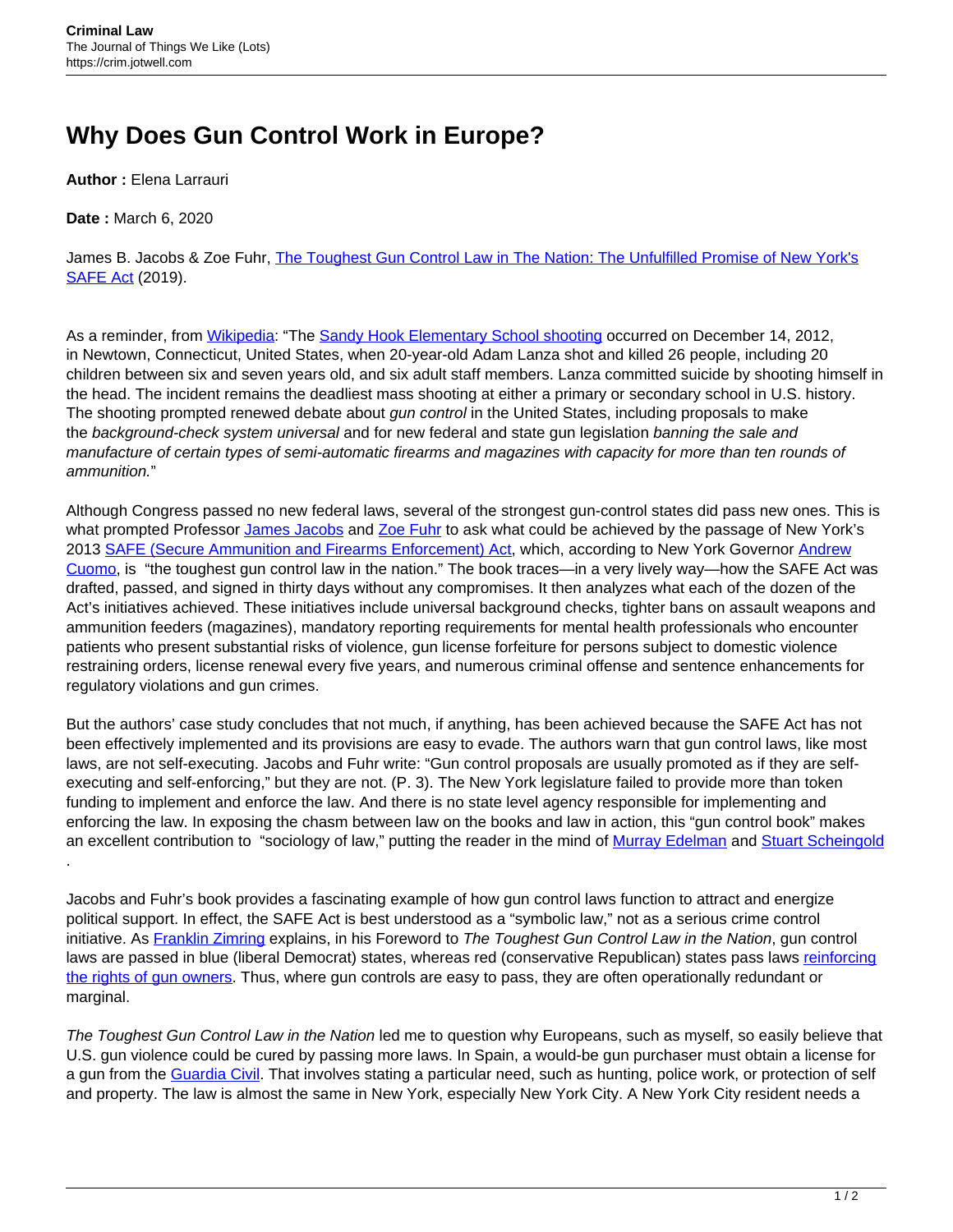# Why Does Gun Control Work in Europe?

**Author :** Elena Larrauri

**Date :** March 6, 2020

James B. Jacobs & Zoe Fuhr, [The Toughest Gun Control Law in The Nation: The Unfulfilled Promise of New York's SAFE Act](#) (2019).

As a reminder, from [Wikipedia](#): "The [Sandy Hook Elementary School shooting](#) occurred on December 14, 2012, in Newtown, Connecticut, United States, when 20-year-old Adam Lanza shot and killed 26 people, including 20 children between six and seven years old, and six adult staff members. Lanza committed suicide by shooting himself in the head. The incident remains the deadliest mass shooting at either a primary or secondary school in U.S. history. The shooting prompted renewed debate about *gun control* in the United States, including proposals to make the *background-check system universal* and for new federal and state gun legislation *banning the sale and manufacture of certain types of semi-automatic firearms and magazines with capacity for more than ten rounds of ammunition.*"

Although Congress passed no new federal laws, several of the strongest gun-control states did pass new ones. This is what prompted Professor [James Jacobs](#) and [Zoe Fuhr](#) to ask what could be achieved by the passage of New York's 2013 [SAFE (Secure Ammunition and Firearms Enforcement) Act](#), which, according to New York Governor [Andrew Cuomo](#), is "the toughest gun control law in the nation." The book traces—in a very lively way—how the SAFE Act was drafted, passed, and signed in thirty days without any compromises. It then analyzes what each of the dozen of the Act's initiatives achieved. These initiatives include universal background checks, tighter bans on assault weapons and ammunition feeders (magazines), mandatory reporting requirements for mental health professionals who encounter patients who present substantial risks of violence, gun license forfeiture for persons subject to domestic violence restraining orders, license renewal every five years, and numerous criminal offense and sentence enhancements for regulatory violations and gun crimes.

But the authors' case study concludes that not much, if anything, has been achieved because the SAFE Act has not been effectively implemented and its provisions are easy to evade. The authors warn that gun control laws, like most laws, are not self-executing. Jacobs and Fuhr write: "Gun control proposals are usually promoted as if they are self-executing and self-enforcing," but they are not. (P. 3). The New York legislature failed to provide more than token funding to implement and enforce the law. And there is no state level agency responsible for implementing and enforcing the law. In exposing the chasm between law on the books and law in action, this "gun control book" makes an excellent contribution to "sociology of law," putting the reader in the mind of [Murray Edelman](#) and [Stuart Scheingold](#).

Jacobs and Fuhr's book provides a fascinating example of how gun control laws function to attract and energize political support. In effect, the SAFE Act is best understood as a "symbolic law," not as a serious crime control initiative. As [Franklin Zimring](#) explains, in his Foreword to *The Toughest Gun Control Law in the Nation*, gun control laws are passed in blue (liberal Democrat) states, whereas red (conservative Republican) states pass laws [reinforcing the rights of gun owners](#). Thus, where gun controls are easy to pass, they are often operationally redundant or marginal.

*The Toughest Gun Control Law in the Nation* led me to question why Europeans, such as myself, so easily believe that U.S. gun violence could be cured by passing more laws. In Spain, a would-be gun purchaser must obtain a license for a gun from the [Guardia Civil](#). That involves stating a particular need, such as hunting, police work, or protection of self and property. The law is almost the same in New York, especially New York City. A New York City resident needs a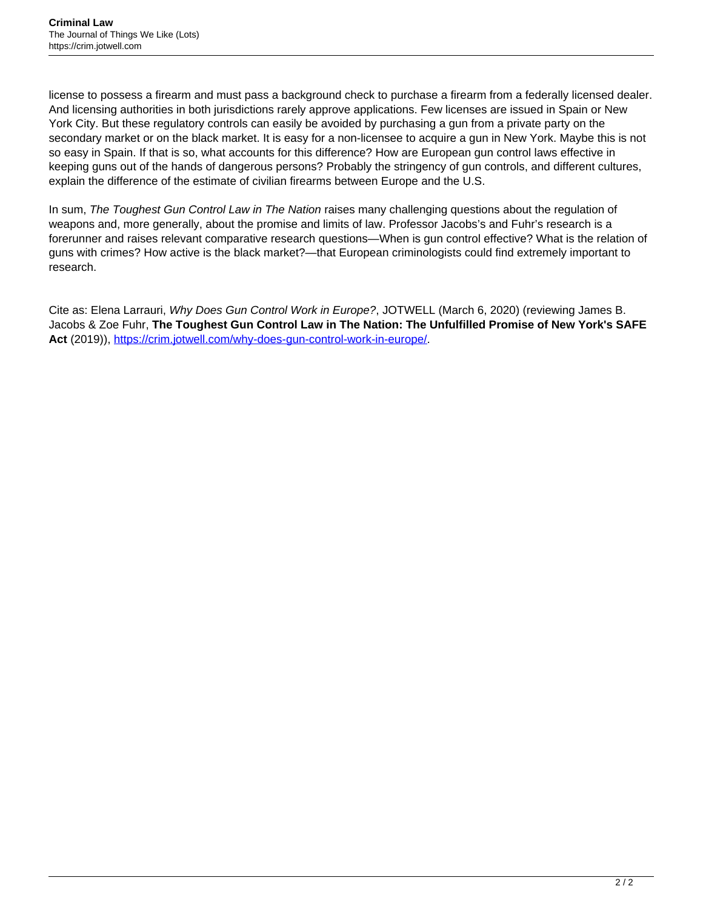license to possess a firearm and must pass a background check to purchase a firearm from a federally licensed dealer. And licensing authorities in both jurisdictions rarely approve applications. Few licenses are issued in Spain or New York City. But these regulatory controls can easily be avoided by purchasing a gun from a private party on the secondary market or on the black market. It is easy for a non-licensee to acquire a gun in New York. Maybe this is not so easy in Spain. If that is so, what accounts for this difference? How are European gun control laws effective in keeping guns out of the hands of dangerous persons? Probably the stringency of gun controls, and different cultures, explain the difference of the estimate of civilian firearms between Europe and the U.S.

In sum, *The Toughest Gun Control Law in The Nation* raises many challenging questions about the regulation of weapons and, more generally, about the promise and limits of law. Professor Jacobs's and Fuhr's research is a forerunner and raises relevant comparative research questions—When is gun control effective? What is the relation of guns with crimes? How active is the black market?—that European criminologists could find extremely important to research.

Cite as: Elena Larrauri, *Why Does Gun Control Work in Europe?*, JOTWELL (March 6, 2020) (reviewing James B. Jacobs & Zoe Fuhr, **The Toughest Gun Control Law in The Nation: The Unfulfilled Promise of New York's SAFE Act** (2019)), https://crim.jotwell.com/why-does-gun-control-work-in-europe/.